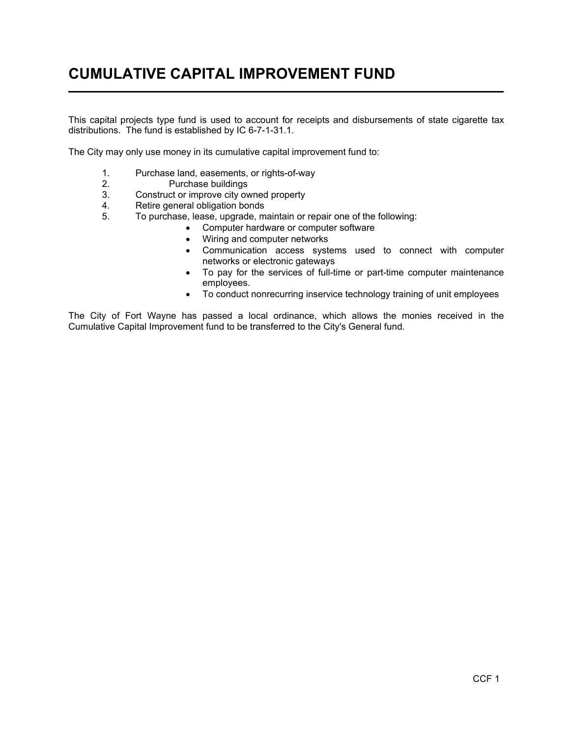# CUMULATIVE CAPITAL IMPROVEMENT FUND

This capital projects type fund is used to account for receipts and disbursements of state cigarette tax distributions. The fund is established by IC 6-7-1-31.1.

The City may only use money in its cumulative capital improvement fund to:

1. Purchase land, easements, or rights-of-way
2. Purchase buildings
3. Construct or improve city owned property
4. Retire general obligation bonds
5. To purchase, lease, upgrade, maintain or repair one of the following:
    - Computer hardware or computer software
    - Wiring and computer networks
    - Communication access systems used to connect with computer networks or electronic gateways
    - To pay for the services of full-time or part-time computer maintenance employees.
    - To conduct nonrecurring inservice technology training of unit employees

The City of Fort Wayne has passed a local ordinance, which allows the monies received in the Cumulative Capital Improvement fund to be transferred to the City's General fund.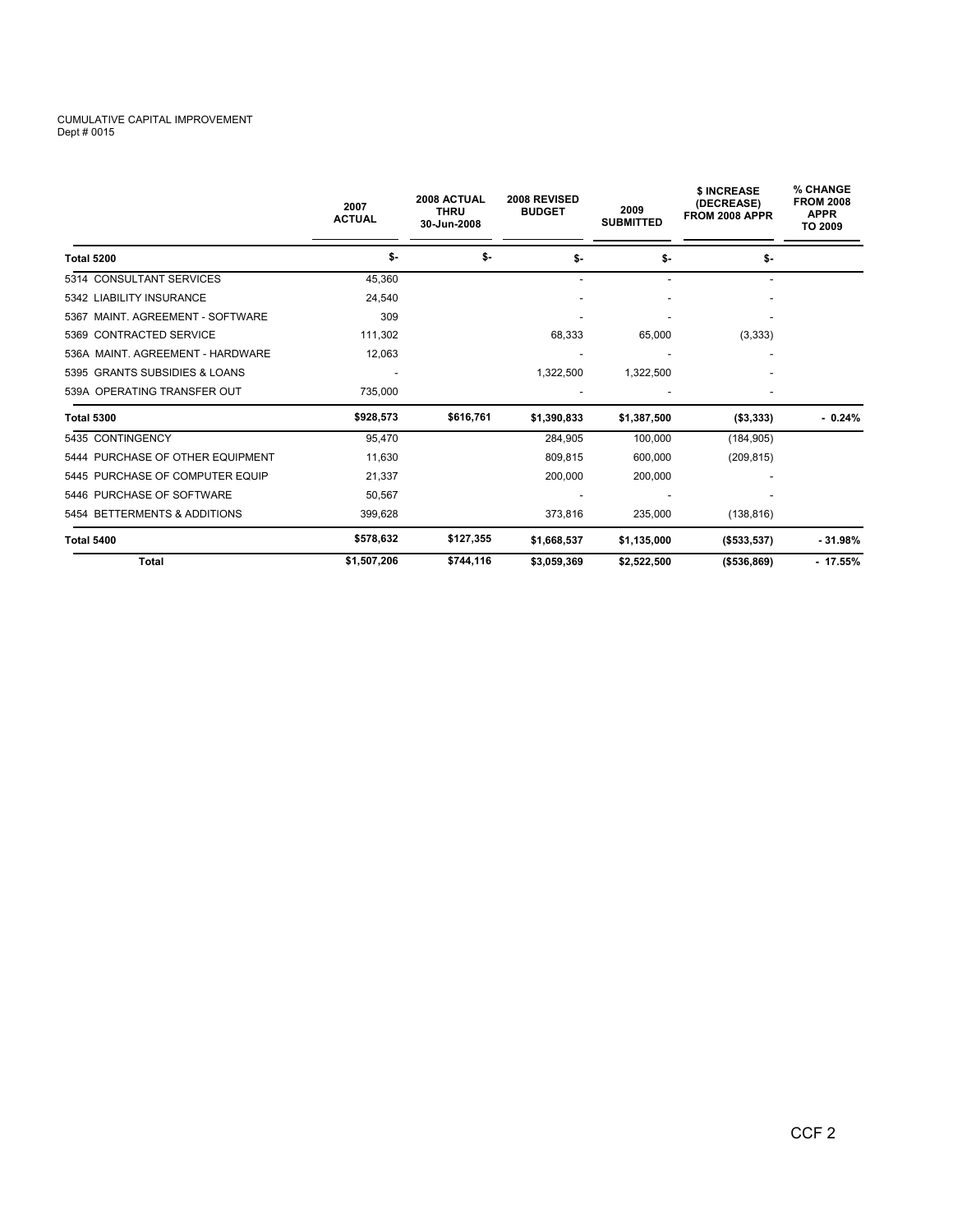CUMULATIVE CAPITAL IMPROVEMENT
Dept # 0015

| | 2007 ACTUAL | 2008 ACTUAL THRU 30-Jun-2008 | 2008 REVISED BUDGET | 2009 SUBMITTED | $ INCREASE (DECREASE) FROM 2008 APPR | % CHANGE FROM 2008 APPR TO 2009 |
|---|---|---|---|---|---|---|
| **Total 5200** | **$-** | **$-** | **$-** | **$-** | **$-** | |
| 5314 CONSULTANT SERVICES | 45,360 | | - | - | - | |
| 5342 LIABILITY INSURANCE | 24,540 | | - | - | - | |
| 5367 MAINT. AGREEMENT - SOFTWARE | 309 | | - | - | - | |
| 5369 CONTRACTED SERVICE | 111,302 | | 68,333 | 65,000 | (3,333) | |
| 536A MAINT. AGREEMENT - HARDWARE | 12,063 | | - | - | - | |
| 5395 GRANTS SUBSIDIES & LOANS | - | | 1,322,500 | 1,322,500 | - | |
| 539A OPERATING TRANSFER OUT | 735,000 | | - | - | - | |
| **Total 5300** | **$928,573** | **$616,761** | **$1,390,833** | **$1,387,500** | **($3,333)** | **- 0.24%** |
| 5435 CONTINGENCY | 95,470 | | 284,905 | 100,000 | (184,905) | |
| 5444 PURCHASE OF OTHER EQUIPMENT | 11,630 | | 809,815 | 600,000 | (209,815) | |
| 5445 PURCHASE OF COMPUTER EQUIP | 21,337 | | 200,000 | 200,000 | - | |
| 5446 PURCHASE OF SOFTWARE | 50,567 | | - | - | - | |
| 5454 BETTERMENTS & ADDITIONS | 399,628 | | 373,816 | 235,000 | (138,816) | |
| **Total 5400** | **$578,632** | **$127,355** | **$1,668,537** | **$1,135,000** | **($533,537)** | **- 31.98%** |
| **Total** | **$1,507,206** | **$744,116** | **$3,059,369** | **$2,522,500** | **($536,869)** | **- 17.55%** |

CCF 2